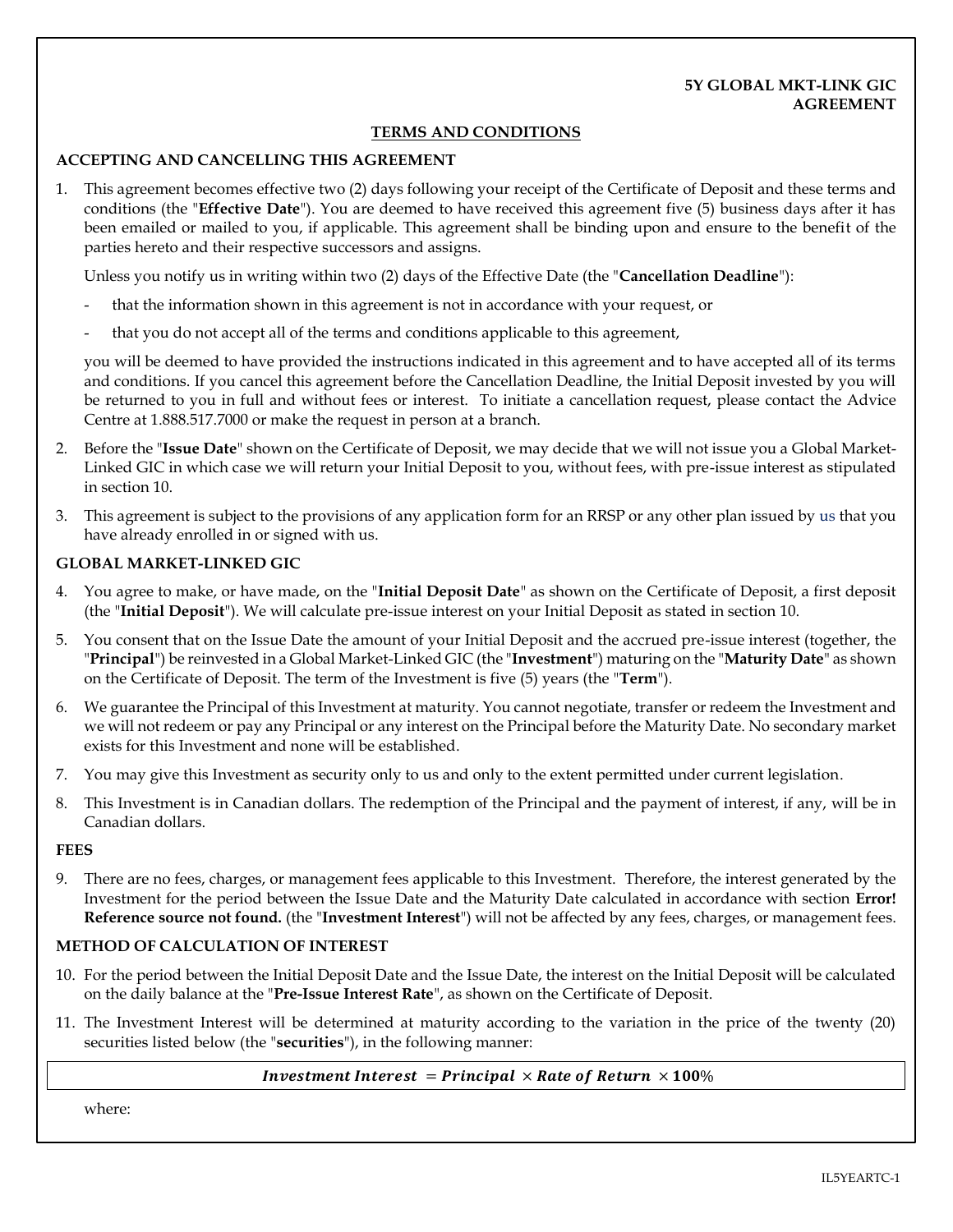**5Y GLOBAL MKT-LINK GIC AGREEMENT**

## TERMS AND CONDITIONS

### ACCEPTING AND CANCELLING THIS AGREEMENT

1. This agreement becomes effective two (2) days following your receipt of the Certificate of Deposit and these terms and conditions (the "**Effective Date**"). You are deemed to have received this agreement five (5) business days after it has been emailed or mailed to you, if applicable. This agreement shall be binding upon and ensure to the benefit of the parties hereto and their respective successors and assigns.

   Unless you notify us in writing within two (2) days of the Effective Date (the "**Cancellation Deadline**"):

   - that the information shown in this agreement is not in accordance with your request, or
   - that you do not accept all of the terms and conditions applicable to this agreement,

   you will be deemed to have provided the instructions indicated in this agreement and to have accepted all of its terms and conditions. If you cancel this agreement before the Cancellation Deadline, the Initial Deposit invested by you will be returned to you in full and without fees or interest. To initiate a cancellation request, please contact the Advice Centre at 1.888.517.7000 or make the request in person at a branch.

2. Before the "**Issue Date**" shown on the Certificate of Deposit, we may decide that we will not issue you a Global Market-Linked GIC in which case we will return your Initial Deposit to you, without fees, with pre-issue interest as stipulated in section 10.

3. This agreement is subject to the provisions of any application form for an RRSP or any other plan issued by us that you have already enrolled in or signed with us.

### GLOBAL MARKET-LINKED GIC

4. You agree to make, or have made, on the "**Initial Deposit Date**" as shown on the Certificate of Deposit, a first deposit (the "**Initial Deposit**"). We will calculate pre-issue interest on your Initial Deposit as stated in section 10.

5. You consent that on the Issue Date the amount of your Initial Deposit and the accrued pre-issue interest (together, the "**Principal**") be reinvested in a Global Market-Linked GIC (the "**Investment**") maturing on the "**Maturity Date**" as shown on the Certificate of Deposit. The term of the Investment is five (5) years (the "**Term**").

6. We guarantee the Principal of this Investment at maturity. You cannot negotiate, transfer or redeem the Investment and we will not redeem or pay any Principal or any interest on the Principal before the Maturity Date. No secondary market exists for this Investment and none will be established.

7. You may give this Investment as security only to us and only to the extent permitted under current legislation.

8. This Investment is in Canadian dollars. The redemption of the Principal and the payment of interest, if any, will be in Canadian dollars.

### FEES

9. There are no fees, charges, or management fees applicable to this Investment. Therefore, the interest generated by the Investment for the period between the Issue Date and the Maturity Date calculated in accordance with section **Error! Reference source not found.** (the "**Investment Interest**") will not be affected by any fees, charges, or management fees.

### METHOD OF CALCULATION OF INTEREST

10. For the period between the Initial Deposit Date and the Issue Date, the interest on the Initial Deposit will be calculated on the daily balance at the "**Pre-Issue Interest Rate**", as shown on the Certificate of Deposit.

11. The Investment Interest will be determined at maturity according to the variation in the price of the twenty (20) securities listed below (the "**securities**"), in the following manner:

$$\textbf{Investment Interest} = \textbf{Principal} \times \textbf{Rate of Return} \times \mathbf{100\%}$$

where: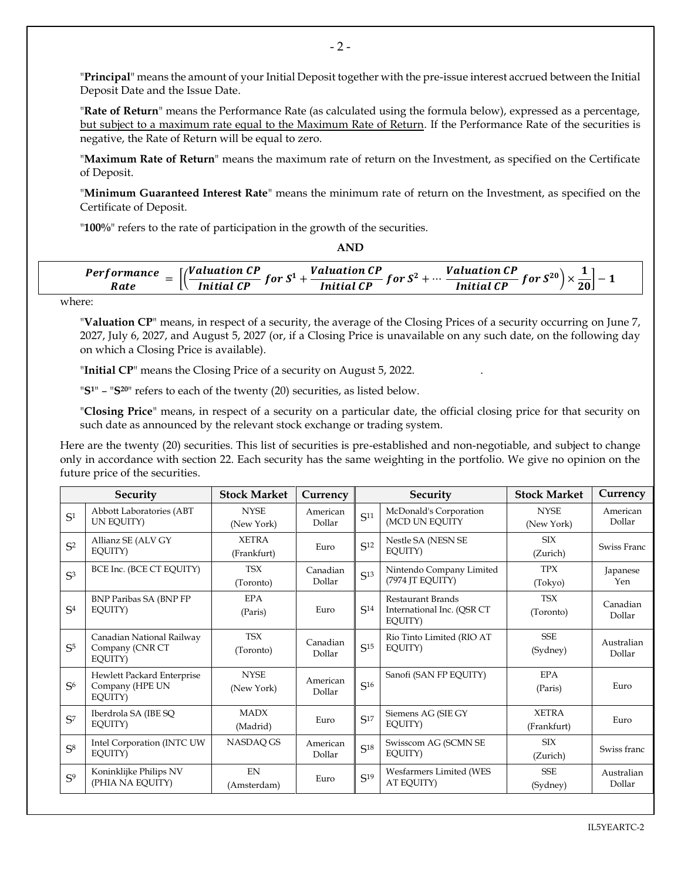"**Principal**" means the amount of your Initial Deposit together with the pre-issue interest accrued between the Initial Deposit Date and the Issue Date.

"**Rate of Return**" means the Performance Rate (as calculated using the formula below), expressed as a percentage, <u>but subject to a maximum rate equal to the Maximum Rate of Return</u>. If the Performance Rate of the securities is negative, the Rate of Return will be equal to zero.

"**Maximum Rate of Return**" means the maximum rate of return on the Investment, as specified on the Certificate of Deposit.

"**Minimum Guaranteed Interest Rate**" means the minimum rate of return on the Investment, as specified on the Certificate of Deposit.

"**100%**" refers to the rate of participation in the growth of the securities.

**AND**

$$\textit{Performance Rate} = \left[\left(\frac{\textit{Valuation CP}}{\textit{Initial CP}} \textit{ for } S^1 + \frac{\textit{Valuation CP}}{\textit{Initial CP}} \textit{ for } S^2 + \cdots \frac{\textit{Valuation CP}}{\textit{Initial CP}} \textit{ for } S^{20}\right) \times \frac{1}{20}\right] - 1$$

where:

"**Valuation CP**" means, in respect of a security, the average of the Closing Prices of a security occurring on June 7, 2027, July 6, 2027, and August 5, 2027 (or, if a Closing Price is unavailable on any such date, on the following day on which a Closing Price is available).

"**Initial CP**" means the Closing Price of a security on August 5, 2022.

"$S^1$" – "$S^{20}$" refers to each of the twenty (20) securities, as listed below.

"**Closing Price**" means, in respect of a security on a particular date, the official closing price for that security on such date as announced by the relevant stock exchange or trading system.

Here are the twenty (20) securities. This list of securities is pre-established and non-negotiable, and subject to change only in accordance with section 22. Each security has the same weighting in the portfolio. We give no opinion on the future price of the securities.

| | Security | Stock Market | Currency | | Security | Stock Market | Currency |
|---|---|---|---|---|---|---|---|
| $S^1$ | Abbott Laboratories (ABT UN EQUITY) | NYSE (New York) | American Dollar | $S^{11}$ | McDonald's Corporation (MCD UN EQUITY | NYSE (New York) | American Dollar |
| $S^2$ | Allianz SE (ALV GY EQUITY) | XETRA (Frankfurt) | Euro | $S^{12}$ | Nestle SA (NESN SE EQUITY) | SIX (Zurich) | Swiss Franc |
| $S^3$ | BCE Inc. (BCE CT EQUITY) | TSX (Toronto) | Canadian Dollar | $S^{13}$ | Nintendo Company Limited (7974 JT EQUITY) | TPX (Tokyo) | Japanese Yen |
| $S^4$ | BNP Paribas SA (BNP FP EQUITY) | EPA (Paris) | Euro | $S^{14}$ | Restaurant Brands International Inc. (QSR CT EQUITY) | TSX (Toronto) | Canadian Dollar |
| $S^5$ | Canadian National Railway Company (CNR CT EQUITY) | TSX (Toronto) | Canadian Dollar | $S^{15}$ | Rio Tinto Limited (RIO AT EQUITY) | SSE (Sydney) | Australian Dollar |
| $S^6$ | Hewlett Packard Enterprise Company (HPE UN EQUITY) | NYSE (New York) | American Dollar | $S^{16}$ | Sanofi (SAN FP EQUITY) | EPA (Paris) | Euro |
| $S^7$ | Iberdrola SA (IBE SQ EQUITY) | MADX (Madrid) | Euro | $S^{17}$ | Siemens AG (SIE GY EQUITY) | XETRA (Frankfurt) | Euro |
| $S^8$ | Intel Corporation (INTC UW EQUITY) | NASDAQ GS | American Dollar | $S^{18}$ | Swisscom AG (SCMN SE EQUITY) | SIX (Zurich) | Swiss franc |
| $S^9$ | Koninklijke Philips NV (PHIA NA EQUITY) | EN (Amsterdam) | Euro | $S^{19}$ | Wesfarmers Limited (WES AT EQUITY) | SSE (Sydney) | Australian Dollar |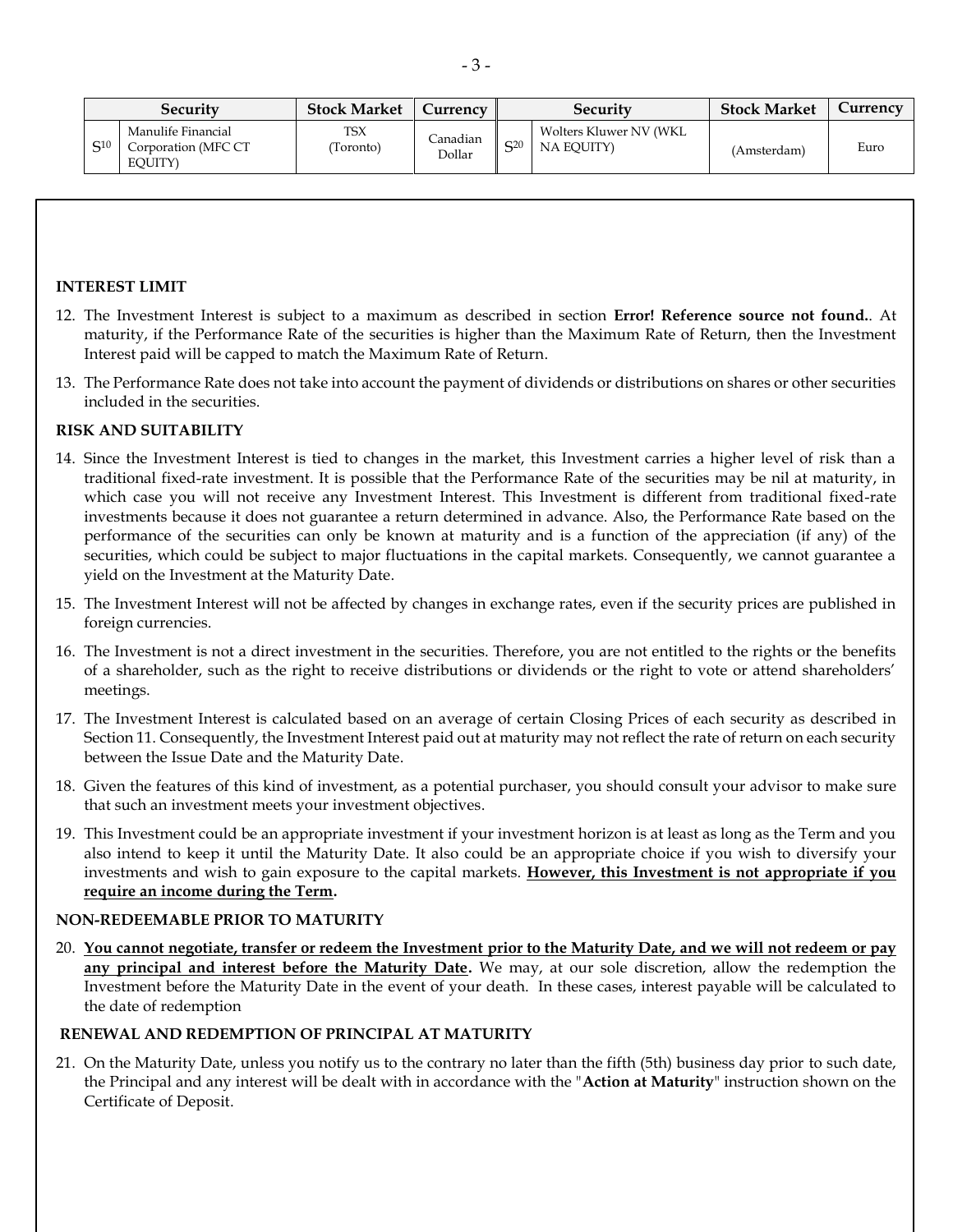| | Security | Stock Market | Currency | | Security | Stock Market | Currency |
|---|---|---|---|---|---|---|---|
| S[10] | Manulife Financial Corporation (MFC CT EQUITY) | TSX (Toronto) | Canadian Dollar | S[20] | Wolters Kluwer NV (WKL NA EQUITY) | (Amsterdam) | Euro |

**INTEREST LIMIT**

12. The Investment Interest is subject to a maximum as described in section **Error! Reference source not found.**. At maturity, if the Performance Rate of the securities is higher than the Maximum Rate of Return, then the Investment Interest paid will be capped to match the Maximum Rate of Return.

13. The Performance Rate does not take into account the payment of dividends or distributions on shares or other securities included in the securities.

**RISK AND SUITABILITY**

14. Since the Investment Interest is tied to changes in the market, this Investment carries a higher level of risk than a traditional fixed-rate investment. It is possible that the Performance Rate of the securities may be nil at maturity, in which case you will not receive any Investment Interest. This Investment is different from traditional fixed-rate investments because it does not guarantee a return determined in advance. Also, the Performance Rate based on the performance of the securities can only be known at maturity and is a function of the appreciation (if any) of the securities, which could be subject to major fluctuations in the capital markets. Consequently, we cannot guarantee a yield on the Investment at the Maturity Date.

15. The Investment Interest will not be affected by changes in exchange rates, even if the security prices are published in foreign currencies.

16. The Investment is not a direct investment in the securities. Therefore, you are not entitled to the rights or the benefits of a shareholder, such as the right to receive distributions or dividends or the right to vote or attend shareholders' meetings.

17. The Investment Interest is calculated based on an average of certain Closing Prices of each security as described in Section 11. Consequently, the Investment Interest paid out at maturity may not reflect the rate of return on each security between the Issue Date and the Maturity Date.

18. Given the features of this kind of investment, as a potential purchaser, you should consult your advisor to make sure that such an investment meets your investment objectives.

19. This Investment could be an appropriate investment if your investment horizon is at least as long as the Term and you also intend to keep it until the Maturity Date. It also could be an appropriate choice if you wish to diversify your investments and wish to gain exposure to the capital markets. **However, this Investment is not appropriate if you require an income during the Term.**

**NON-REDEEMABLE PRIOR TO MATURITY**

20. **You cannot negotiate, transfer or redeem the Investment prior to the Maturity Date, and we will not redeem or pay any principal and interest before the Maturity Date.** We may, at our sole discretion, allow the redemption the Investment before the Maturity Date in the event of your death. In these cases, interest payable will be calculated to the date of redemption

**RENEWAL AND REDEMPTION OF PRINCIPAL AT MATURITY**

21. On the Maturity Date, unless you notify us to the contrary no later than the fifth (5th) business day prior to such date, the Principal and any interest will be dealt with in accordance with the "**Action at Maturity**" instruction shown on the Certificate of Deposit.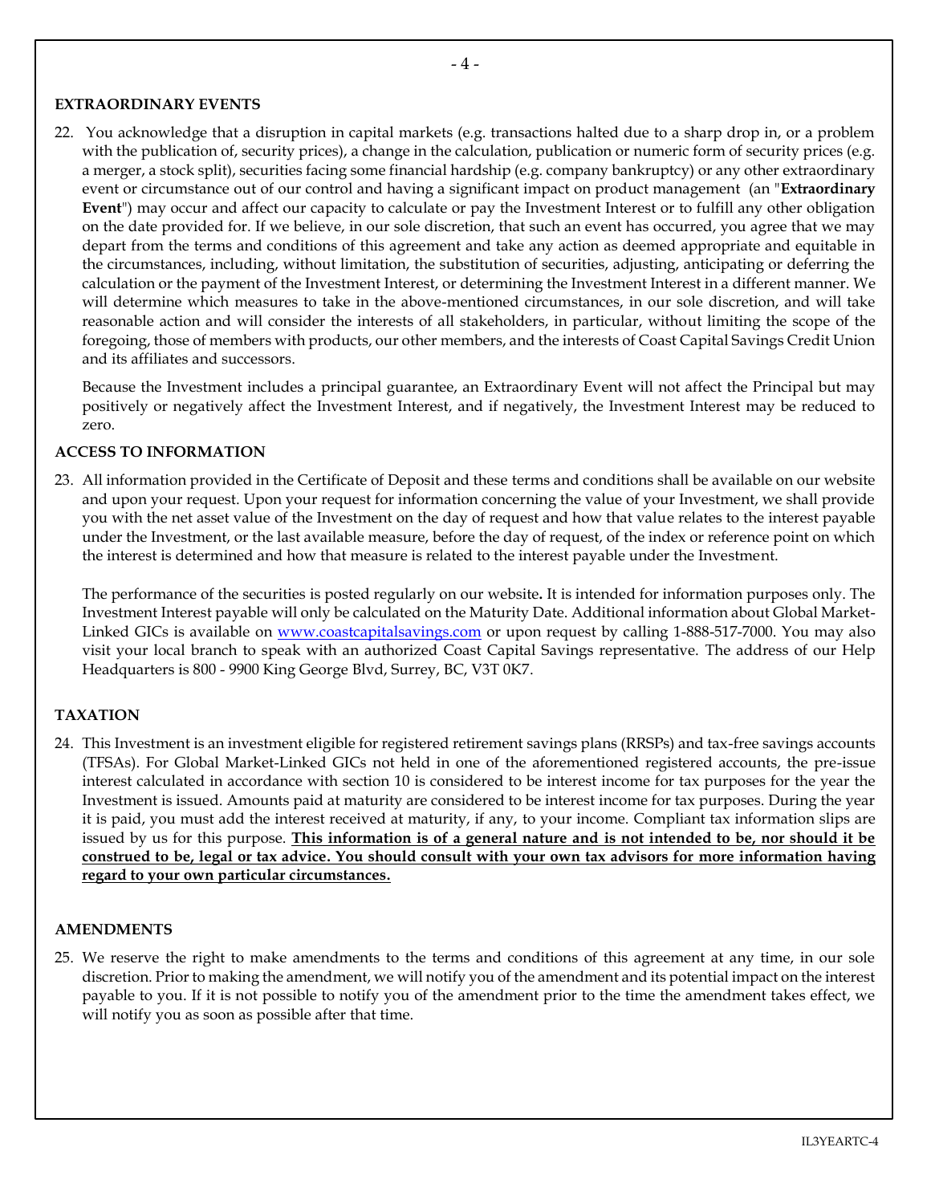## EXTRAORDINARY EVENTS

22. You acknowledge that a disruption in capital markets (e.g. transactions halted due to a sharp drop in, or a problem with the publication of, security prices), a change in the calculation, publication or numeric form of security prices (e.g. a merger, a stock split), securities facing some financial hardship (e.g. company bankruptcy) or any other extraordinary event or circumstance out of our control and having a significant impact on product management (an "**Extraordinary Event**") may occur and affect our capacity to calculate or pay the Investment Interest or to fulfill any other obligation on the date provided for. If we believe, in our sole discretion, that such an event has occurred, you agree that we may depart from the terms and conditions of this agreement and take any action as deemed appropriate and equitable in the circumstances, including, without limitation, the substitution of securities, adjusting, anticipating or deferring the calculation or the payment of the Investment Interest, or determining the Investment Interest in a different manner. We will determine which measures to take in the above-mentioned circumstances, in our sole discretion, and will take reasonable action and will consider the interests of all stakeholders, in particular, without limiting the scope of the foregoing, those of members with products, our other members, and the interests of Coast Capital Savings Credit Union and its affiliates and successors.

    Because the Investment includes a principal guarantee, an Extraordinary Event will not affect the Principal but may positively or negatively affect the Investment Interest, and if negatively, the Investment Interest may be reduced to zero.

## ACCESS TO INFORMATION

23. All information provided in the Certificate of Deposit and these terms and conditions shall be available on our website and upon your request. Upon your request for information concerning the value of your Investment, we shall provide you with the net asset value of the Investment on the day of request and how that value relates to the interest payable under the Investment, or the last available measure, before the day of request, of the index or reference point on which the interest is determined and how that measure is related to the interest payable under the Investment.

    The performance of the securities is posted regularly on our website**.** It is intended for information purposes only. The Investment Interest payable will only be calculated on the Maturity Date. Additional information about Global Market-Linked GICs is available on [www.coastcapitalsavings.com](http://www.coastcapitalsavings.com) or upon request by calling 1-888-517-7000. You may also visit your local branch to speak with an authorized Coast Capital Savings representative. The address of our Help Headquarters is 800 - 9900 King George Blvd, Surrey, BC, V3T 0K7.

## TAXATION

24. This Investment is an investment eligible for registered retirement savings plans (RRSPs) and tax-free savings accounts (TFSAs). For Global Market-Linked GICs not held in one of the aforementioned registered accounts, the pre-issue interest calculated in accordance with section 10 is considered to be interest income for tax purposes for the year the Investment is issued. Amounts paid at maturity are considered to be interest income for tax purposes. During the year it is paid, you must add the interest received at maturity, if any, to your income. Compliant tax information slips are issued by us for this purpose. **<u>This information is of a general nature and is not intended to be, nor should it be construed to be, legal or tax advice. You should consult with your own tax advisors for more information having regard to your own particular circumstances.</u>**

## AMENDMENTS

25. We reserve the right to make amendments to the terms and conditions of this agreement at any time, in our sole discretion. Prior to making the amendment, we will notify you of the amendment and its potential impact on the interest payable to you. If it is not possible to notify you of the amendment prior to the time the amendment takes effect, we will notify you as soon as possible after that time.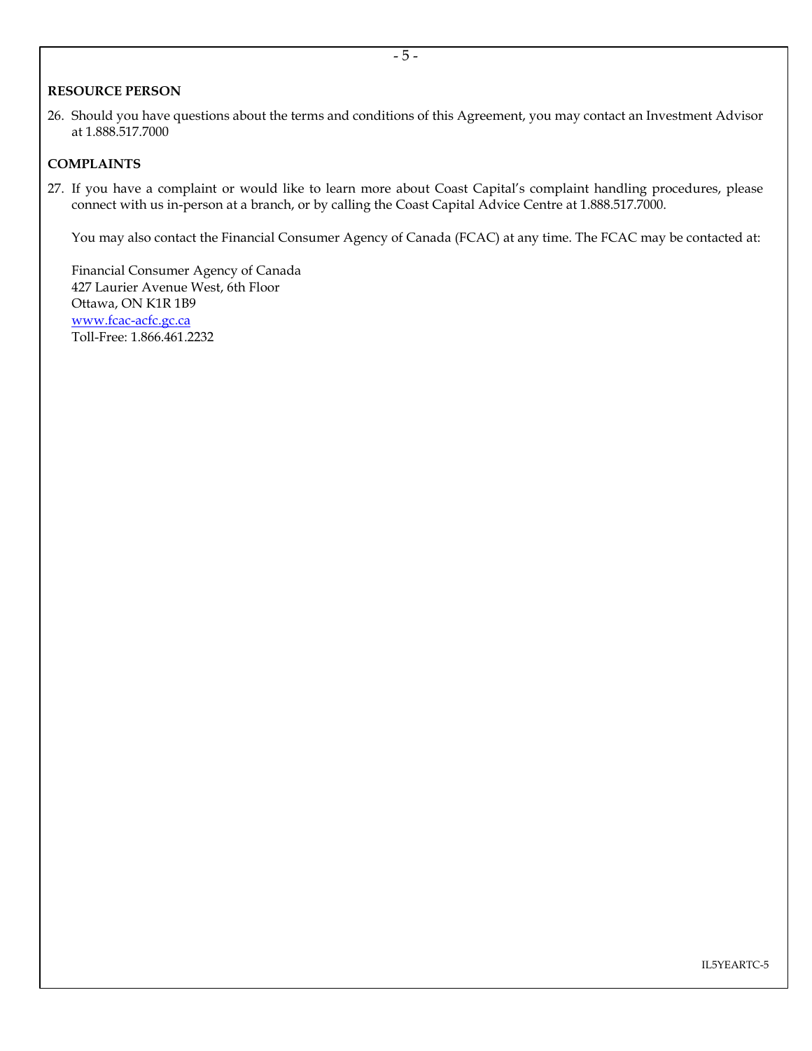**RESOURCE PERSON**

26. Should you have questions about the terms and conditions of this Agreement, you may contact an Investment Advisor at 1.888.517.7000

**COMPLAINTS**

27. If you have a complaint or would like to learn more about Coast Capital's complaint handling procedures, please connect with us in-person at a branch, or by calling the Coast Capital Advice Centre at 1.888.517.7000.

    You may also contact the Financial Consumer Agency of Canada (FCAC) at any time. The FCAC may be contacted at:

    Financial Consumer Agency of Canada
    427 Laurier Avenue West, 6th Floor
    Ottawa, ON K1R 1B9
    [www.fcac-acfc.gc.ca](http://www.fcac-acfc.gc.ca)
    Toll-Free: 1.866.461.2232

IL5YEARTC-5